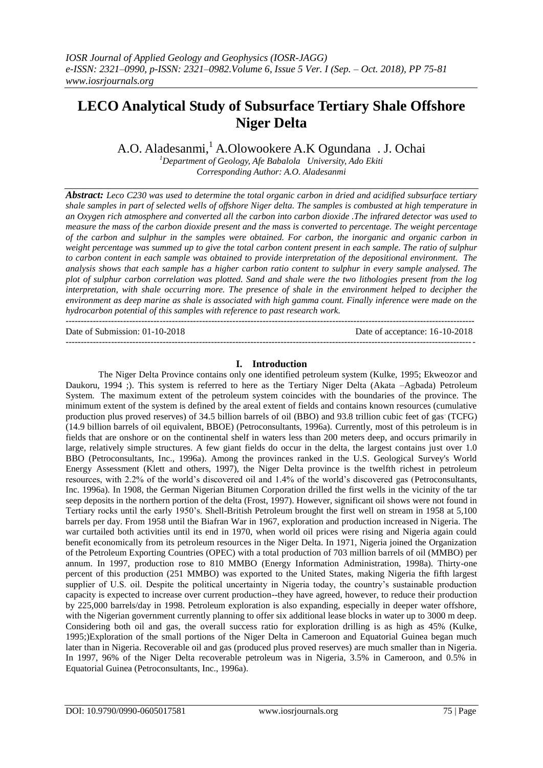# LECO Analytical Study of Subsurface Tertiary Shale Offshore Niger Delta

A.O. Aladesanmi,[1] A.Olowookere A.K Ogundana . J. Ochai

[1]Department of Geology, Afe Babalola University, Ado Ekiti

Corresponding Author: A.O. Aladesanmi

***Abstract:*** *Leco C230 was used to determine the total organic carbon in dried and acidified subsurface tertiary shale samples in part of selected wells of offshore Niger delta. The samples is combusted at high temperature in an Oxygen rich atmosphere and converted all the carbon into carbon dioxide .The infrared detector was used to measure the mass of the carbon dioxide present and the mass is converted to percentage. The weight percentage of the carbon and sulphur in the samples were obtained. For carbon, the inorganic and organic carbon in weight percentage was summed up to give the total carbon content present in each sample. The ratio of sulphur to carbon content in each sample was obtained to provide interpretation of the depositional environment. The analysis shows that each sample has a higher carbon ratio content to sulphur in every sample analysed. The plot of sulphur carbon correlation was plotted. Sand and shale were the two lithologies present from the log interpretation, with shale occurring more. The presence of shale in the environment helped to decipher the environment as deep marine as shale is associated with high gamma count. Finally inference were made on the hydrocarbon potential of this samples with reference to past research work.*

---

Date of Submission: 01-10-2018 | Date of acceptance: 16-10-2018

---

## I. Introduction

The Niger Delta Province contains only one identified petroleum system (Kulke, 1995; Ekweozor and Daukoru, 1994 ;). This system is referred to here as the Tertiary Niger Delta (Akata –Agbada) Petroleum System. The maximum extent of the petroleum system coincides with the boundaries of the province. The minimum extent of the system is defined by the areal extent of fields and contains known resources (cumulative production plus proved reserves) of 34.5 billion barrels of oil (BBO) and 93.8 trillion cubic feet of gas (TCFG) (14.9 billion barrels of oil equivalent, BBOE) (Petroconsultants, 1996a). Currently, most of this petroleum is in fields that are onshore or on the continental shelf in waters less than 200 meters deep, and occurs primarily in large, relatively simple structures. A few giant fields do occur in the delta, the largest contains just over 1.0 BBO (Petroconsultants, Inc., 1996a). Among the provinces ranked in the U.S. Geological Survey's World Energy Assessment (Klett and others, 1997), the Niger Delta province is the twelfth richest in petroleum resources, with 2.2% of the world's discovered oil and 1.4% of the world's discovered gas (Petroconsultants, Inc. 1996a). In 1908, the German Nigerian Bitumen Corporation drilled the first wells in the vicinity of the tar seep deposits in the northern portion of the delta (Frost, 1997). However, significant oil shows were not found in Tertiary rocks until the early 1950's. Shell-British Petroleum brought the first well on stream in 1958 at 5,100 barrels per day. From 1958 until the Biafran War in 1967, exploration and production increased in Nigeria. The war curtailed both activities until its end in 1970, when world oil prices were rising and Nigeria again could benefit economically from its petroleum resources in the Niger Delta. In 1971, Nigeria joined the Organization of the Petroleum Exporting Countries (OPEC) with a total production of 703 million barrels of oil (MMBO) per annum. In 1997, production rose to 810 MMBO (Energy Information Administration, 1998a). Thirty-one percent of this production (251 MMBO) was exported to the United States, making Nigeria the fifth largest supplier of U.S. oil. Despite the political uncertainty in Nigeria today, the country's sustainable production capacity is expected to increase over current production--they have agreed, however, to reduce their production by 225,000 barrels/day in 1998. Petroleum exploration is also expanding, especially in deeper water offshore, with the Nigerian government currently planning to offer six additional lease blocks in water up to 3000 m deep. Considering both oil and gas, the overall success ratio for exploration drilling is as high as 45% (Kulke, 1995;)Exploration of the small portions of the Niger Delta in Cameroon and Equatorial Guinea began much later than in Nigeria. Recoverable oil and gas (produced plus proved reserves) are much smaller than in Nigeria. In 1997, 96% of the Niger Delta recoverable petroleum was in Nigeria, 3.5% in Cameroon, and 0.5% in Equatorial Guinea (Petroconsultants, Inc., 1996a).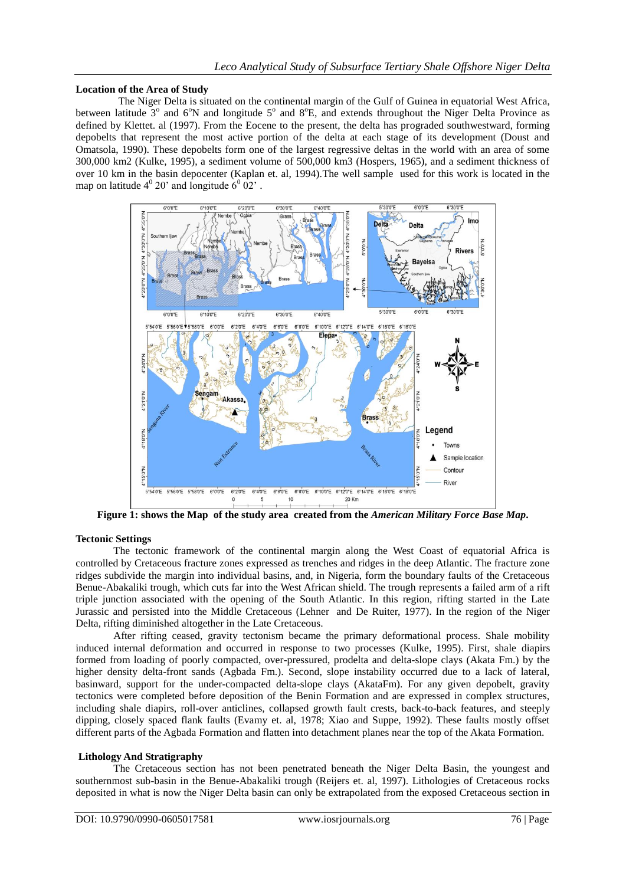## Location of the Area of Study

The Niger Delta is situated on the continental margin of the Gulf of Guinea in equatorial West Africa, between latitude $3^o$ and $6^o$N and longitude $5^o$ and $8^o$E, and extends throughout the Niger Delta Province as defined by Klettet. al (1997). From the Eocene to the present, the delta has prograded southwestward, forming depobelts that represent the most active portion of the delta at each stage of its development (Doust and Omatsola, 1990). These depobelts form one of the largest regressive deltas in the world with an area of some 300,000 km2 (Kulke, 1995), a sediment volume of 500,000 km3 (Hospers, 1965), and a sediment thickness of over 10 km in the basin depocenter (Kaplan et. al, 1994).The well sample used for this work is located in the map on latitude $4^0$ 20' and longitude $6^0$ 02' .

**Figure 1: shows the Map of the study area created from the *American Military Force Base Map*.**

## Tectonic Settings

The tectonic framework of the continental margin along the West Coast of equatorial Africa is controlled by Cretaceous fracture zones expressed as trenches and ridges in the deep Atlantic. The fracture zone ridges subdivide the margin into individual basins, and, in Nigeria, form the boundary faults of the Cretaceous Benue-Abakaliki trough, which cuts far into the West African shield. The trough represents a failed arm of a rift triple junction associated with the opening of the South Atlantic. In this region, rifting started in the Late Jurassic and persisted into the Middle Cretaceous (Lehner and De Ruiter, 1977). In the region of the Niger Delta, rifting diminished altogether in the Late Cretaceous.

After rifting ceased, gravity tectonism became the primary deformational process. Shale mobility induced internal deformation and occurred in response to two processes (Kulke, 1995). First, shale diapirs formed from loading of poorly compacted, over-pressured, prodelta and delta-slope clays (Akata Fm.) by the higher density delta-front sands (Agbada Fm.). Second, slope instability occurred due to a lack of lateral, basinward, support for the under-compacted delta-slope clays (AkataFm). For any given depobelt, gravity tectonics were completed before deposition of the Benin Formation and are expressed in complex structures, including shale diapirs, roll-over anticlines, collapsed growth fault crests, back-to-back features, and steeply dipping, closely spaced flank faults (Evamy et. al, 1978; Xiao and Suppe, 1992). These faults mostly offset different parts of the Agbada Formation and flatten into detachment planes near the top of the Akata Formation.

## Lithology And Stratigraphy

The Cretaceous section has not been penetrated beneath the Niger Delta Basin, the youngest and southernmost sub-basin in the Benue-Abakaliki trough (Reijers et. al, 1997). Lithologies of Cretaceous rocks deposited in what is now the Niger Delta basin can only be extrapolated from the exposed Cretaceous section in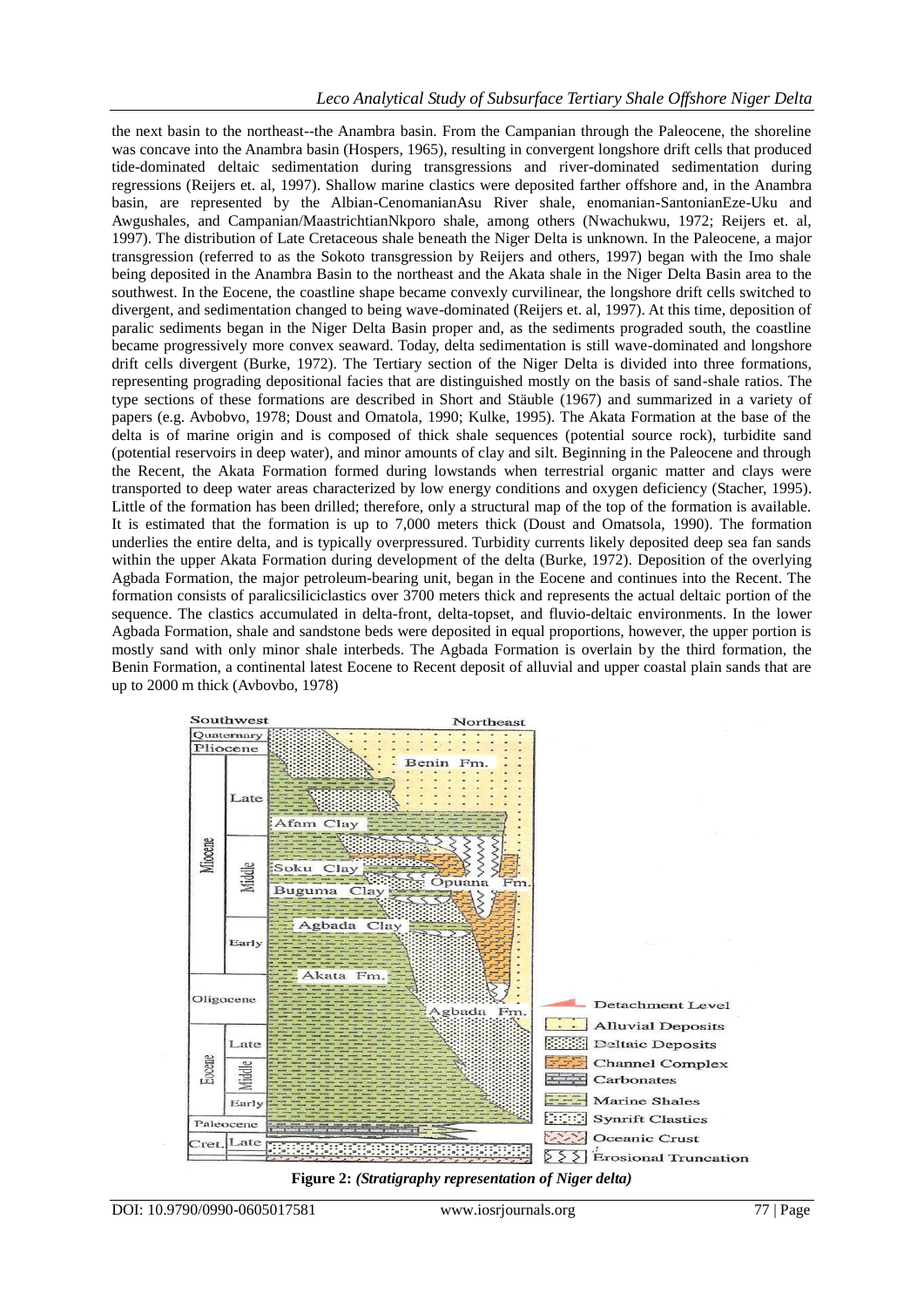the next basin to the northeast--the Anambra basin. From the Campanian through the Paleocene, the shoreline was concave into the Anambra basin (Hospers, 1965), resulting in convergent longshore drift cells that produced tide-dominated deltaic sedimentation during transgressions and river-dominated sedimentation during regressions (Reijers et. al, 1997). Shallow marine clastics were deposited farther offshore and, in the Anambra basin, are represented by the Albian-CenomanianAsu River shale, enomanian-SantonianEze-Uku and Awgushales, and Campanian/MaastrichtianNkporo shale, among others (Nwachukwu, 1972; Reijers et. al, 1997). The distribution of Late Cretaceous shale beneath the Niger Delta is unknown. In the Paleocene, a major transgression (referred to as the Sokoto transgression by Reijers and others, 1997) began with the Imo shale being deposited in the Anambra Basin to the northeast and the Akata shale in the Niger Delta Basin area to the southwest. In the Eocene, the coastline shape became convexly curvilinear, the longshore drift cells switched to divergent, and sedimentation changed to being wave-dominated (Reijers et. al, 1997). At this time, deposition of paralic sediments began in the Niger Delta Basin proper and, as the sediments prograded south, the coastline became progressively more convex seaward. Today, delta sedimentation is still wave-dominated and longshore drift cells divergent (Burke, 1972). The Tertiary section of the Niger Delta is divided into three formations, representing prograding depositional facies that are distinguished mostly on the basis of sand-shale ratios. The type sections of these formations are described in Short and Stäuble (1967) and summarized in a variety of papers (e.g. Avbobvo, 1978; Doust and Omatola, 1990; Kulke, 1995). The Akata Formation at the base of the delta is of marine origin and is composed of thick shale sequences (potential source rock), turbidite sand (potential reservoirs in deep water), and minor amounts of clay and silt. Beginning in the Paleocene and through the Recent, the Akata Formation formed during lowstands when terrestrial organic matter and clays were transported to deep water areas characterized by low energy conditions and oxygen deficiency (Stacher, 1995). Little of the formation has been drilled; therefore, only a structural map of the top of the formation is available. It is estimated that the formation is up to 7,000 meters thick (Doust and Omatsola, 1990). The formation underlies the entire delta, and is typically overpressured. Turbidity currents likely deposited deep sea fan sands within the upper Akata Formation during development of the delta (Burke, 1972). Deposition of the overlying Agbada Formation, the major petroleum-bearing unit, began in the Eocene and continues into the Recent. The formation consists of paralicsiliciclastics over 3700 meters thick and represents the actual deltaic portion of the sequence. The clastics accumulated in delta-front, delta-topset, and fluvio-deltaic environments. In the lower Agbada Formation, shale and sandstone beds were deposited in equal proportions, however, the upper portion is mostly sand with only minor shale interbeds. The Agbada Formation is overlain by the third formation, the Benin Formation, a continental latest Eocene to Recent deposit of alluvial and upper coastal plain sands that are up to 2000 m thick (Avbovbo, 1978)

**Figure 2:** ***(Stratigraphy representation of Niger delta)***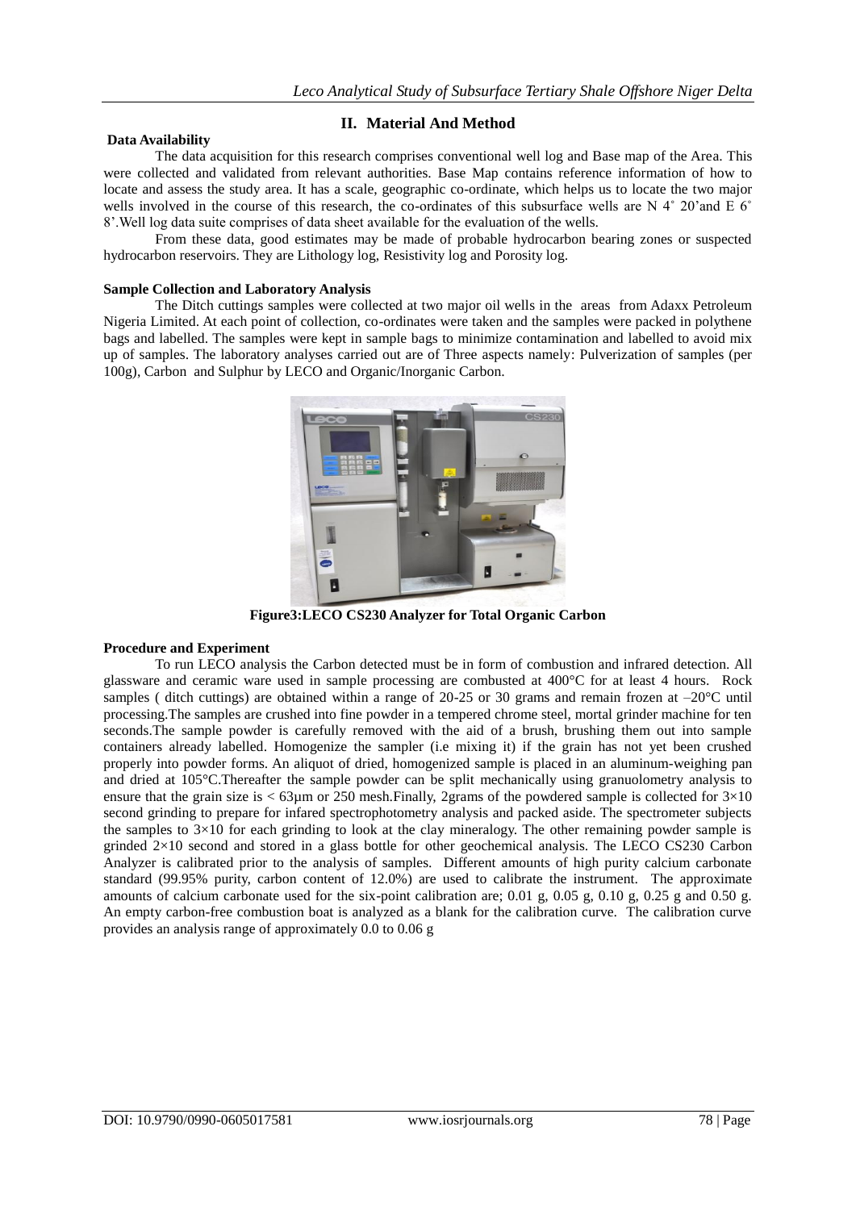## II. Material And Method

### Data Availability

The data acquisition for this research comprises conventional well log and Base map of the Area. This were collected and validated from relevant authorities. Base Map contains reference information of how to locate and assess the study area. It has a scale, geographic co-ordinate, which helps us to locate the two major wells involved in the course of this research, the co-ordinates of this subsurface wells are N 4˚ 20'and E 6˚ 8'.Well log data suite comprises of data sheet available for the evaluation of the wells.

From these data, good estimates may be made of probable hydrocarbon bearing zones or suspected hydrocarbon reservoirs. They are Lithology log, Resistivity log and Porosity log.

### Sample Collection and Laboratory Analysis

The Ditch cuttings samples were collected at two major oil wells in the areas from Adaxx Petroleum Nigeria Limited. At each point of collection, co-ordinates were taken and the samples were packed in polythene bags and labelled. The samples were kept in sample bags to minimize contamination and labelled to avoid mix up of samples. The laboratory analyses carried out are of Three aspects namely: Pulverization of samples (per 100g), Carbon and Sulphur by LECO and Organic/Inorganic Carbon.

**Figure3:LECO CS230 Analyzer for Total Organic Carbon**

### Procedure and Experiment

To run LECO analysis the Carbon detected must be in form of combustion and infrared detection. All glassware and ceramic ware used in sample processing are combusted at 400°C for at least 4 hours. Rock samples ( ditch cuttings) are obtained within a range of 20-25 or 30 grams and remain frozen at –20°C until processing.The samples are crushed into fine powder in a tempered chrome steel, mortal grinder machine for ten seconds.The sample powder is carefully removed with the aid of a brush, brushing them out into sample containers already labelled. Homogenize the sampler (i.e mixing it) if the grain has not yet been crushed properly into powder forms. An aliquot of dried, homogenized sample is placed in an aluminum-weighing pan and dried at 105°C.Thereafter the sample powder can be split mechanically using granuolometry analysis to ensure that the grain size is < 63µm or 250 mesh.Finally, 2grams of the powdered sample is collected for 3×10 second grinding to prepare for infared spectrophotometry analysis and packed aside. The spectrometer subjects the samples to 3×10 for each grinding to look at the clay mineralogy. The other remaining powder sample is grinded 2×10 second and stored in a glass bottle for other geochemical analysis. The LECO CS230 Carbon Analyzer is calibrated prior to the analysis of samples. Different amounts of high purity calcium carbonate standard (99.95% purity, carbon content of 12.0%) are used to calibrate the instrument. The approximate amounts of calcium carbonate used for the six-point calibration are; 0.01 g, 0.05 g, 0.10 g, 0.25 g and 0.50 g. An empty carbon-free combustion boat is analyzed as a blank for the calibration curve. The calibration curve provides an analysis range of approximately 0.0 to 0.06 g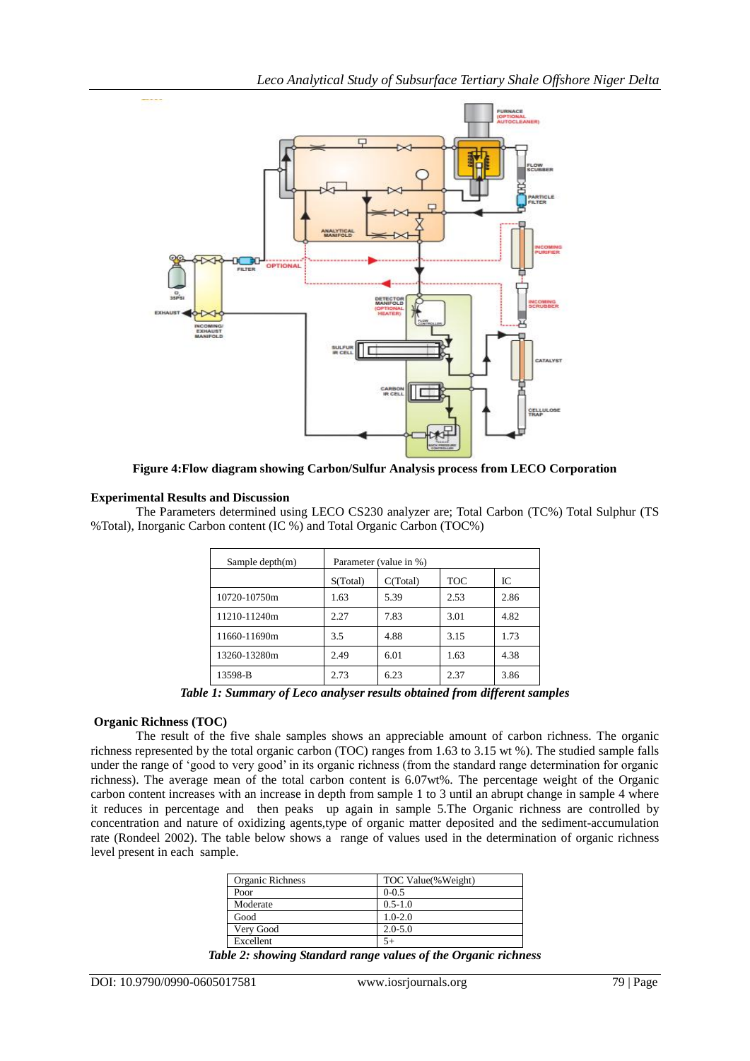Figure 4:Flow diagram showing Carbon/Sulfur Analysis process from LECO Corporation

## Experimental Results and Discussion

The Parameters determined using LECO CS230 analyzer are; Total Carbon (TC%) Total Sulphur (TS %Total), Inorganic Carbon content (IC %) and Total Organic Carbon (TOC%)

| Sample depth(m) | Parameter (value in %) | | | |
|---|---|---|---|---|
| | S(Total) | C(Total) | TOC | IC |
| 10720-10750m | 1.63 | 5.39 | 2.53 | 2.86 |
| 11210-11240m | 2.27 | 7.83 | 3.01 | 4.82 |
| 11660-11690m | 3.5 | 4.88 | 3.15 | 1.73 |
| 13260-13280m | 2.49 | 6.01 | 1.63 | 4.38 |
| 13598-B | 2.73 | 6.23 | 2.37 | 3.86 |

***Table 1: Summary of Leco analyser results obtained from different samples***

### Organic Richness (TOC)

The result of the five shale samples shows an appreciable amount of carbon richness. The organic richness represented by the total organic carbon (TOC) ranges from 1.63 to 3.15 wt %). The studied sample falls under the range of 'good to very good' in its organic richness (from the standard range determination for organic richness). The average mean of the total carbon content is 6.07wt%. The percentage weight of the Organic carbon content increases with an increase in depth from sample 1 to 3 until an abrupt change in sample 4 where it reduces in percentage and then peaks up again in sample 5.The Organic richness are controlled by concentration and nature of oxidizing agents,type of organic matter deposited and the sediment-accumulation rate (Rondeel 2002). The table below shows a range of values used in the determination of organic richness level present in each sample.

| Organic Richness | TOC Value(%Weight) |
|---|---|
| Poor | 0-0.5 |
| Moderate | 0.5-1.0 |
| Good | 1.0-2.0 |
| Very Good | 2.0-5.0 |
| Excellent | 5+ |

***Table 2: showing Standard range values of the Organic richness***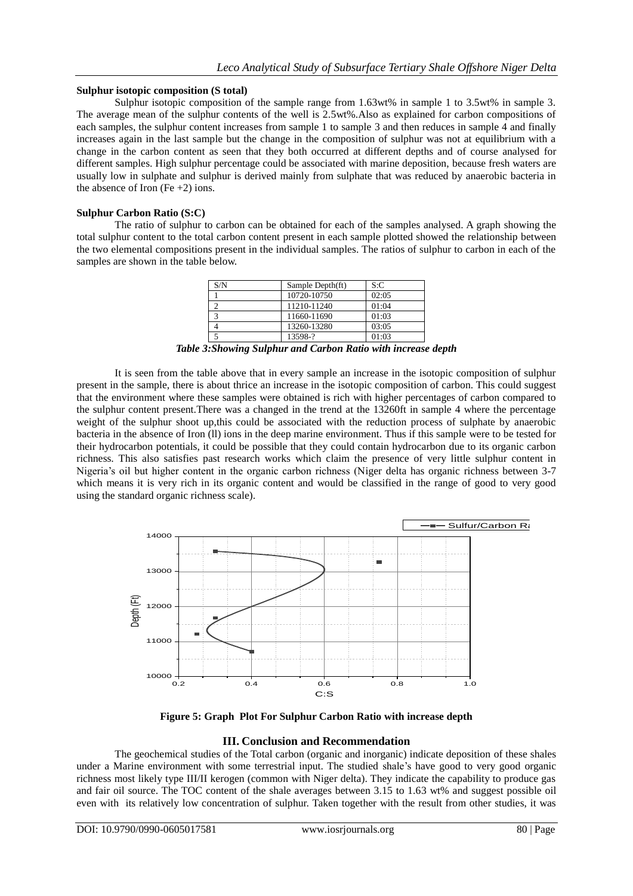**Sulphur isotopic composition (S total)**

Sulphur isotopic composition of the sample range from 1.63wt% in sample 1 to 3.5wt% in sample 3. The average mean of the sulphur contents of the well is 2.5wt%.Also as explained for carbon compositions of each samples, the sulphur content increases from sample 1 to sample 3 and then reduces in sample 4 and finally increases again in the last sample but the change in the composition of sulphur was not at equilibrium with a change in the carbon content as seen that they both occurred at different depths and of course analysed for different samples. High sulphur percentage could be associated with marine deposition, because fresh waters are usually low in sulphate and sulphur is derived mainly from sulphate that was reduced by anaerobic bacteria in the absence of Iron (Fe +2) ions.

**Sulphur Carbon Ratio (S:C)**

The ratio of sulphur to carbon can be obtained for each of the samples analysed. A graph showing the total sulphur content to the total carbon content present in each sample plotted showed the relationship between the two elemental compositions present in the individual samples. The ratios of sulphur to carbon in each of the samples are shown in the table below.

| S/N | Sample Depth(ft) | S:C |
|---|---|---|
| 1 | 10720-10750 | 02:05 |
| 2 | 11210-11240 | 01:04 |
| 3 | 11660-11690 | 01:03 |
| 4 | 13260-13280 | 03:05 |
| 5 | 13598-? | 01:03 |

***Table 3:Showing Sulphur and Carbon Ratio with increase depth***

It is seen from the table above that in every sample an increase in the isotopic composition of sulphur present in the sample, there is about thrice an increase in the isotopic composition of carbon. This could suggest that the environment where these samples were obtained is rich with higher percentages of carbon compared to the sulphur content present.There was a changed in the trend at the 13260ft in sample 4 where the percentage weight of the sulphur shoot up,this could be associated with the reduction process of sulphate by anaerobic bacteria in the absence of Iron (ll) ions in the deep marine environment. Thus if this sample were to be tested for their hydrocarbon potentials, it could be possible that they could contain hydrocarbon due to its organic carbon richness. This also satisfies past research works which claim the presence of very little sulphur content in Nigeria's oil but higher content in the organic carbon richness (Niger delta has organic richness between 3-7 which means it is very rich in its organic content and would be classified in the range of good to very good using the standard organic richness scale).

**Figure 5: Graph Plot For Sulphur Carbon Ratio with increase depth**

## III. Conclusion and Recommendation

The geochemical studies of the Total carbon (organic and inorganic) indicate deposition of these shales under a Marine environment with some terrestrial input. The studied shale's have good to very good organic richness most likely type III/II kerogen (common with Niger delta). They indicate the capability to produce gas and fair oil source. The TOC content of the shale averages between 3.15 to 1.63 wt% and suggest possible oil even with its relatively low concentration of sulphur. Taken together with the result from other studies, it was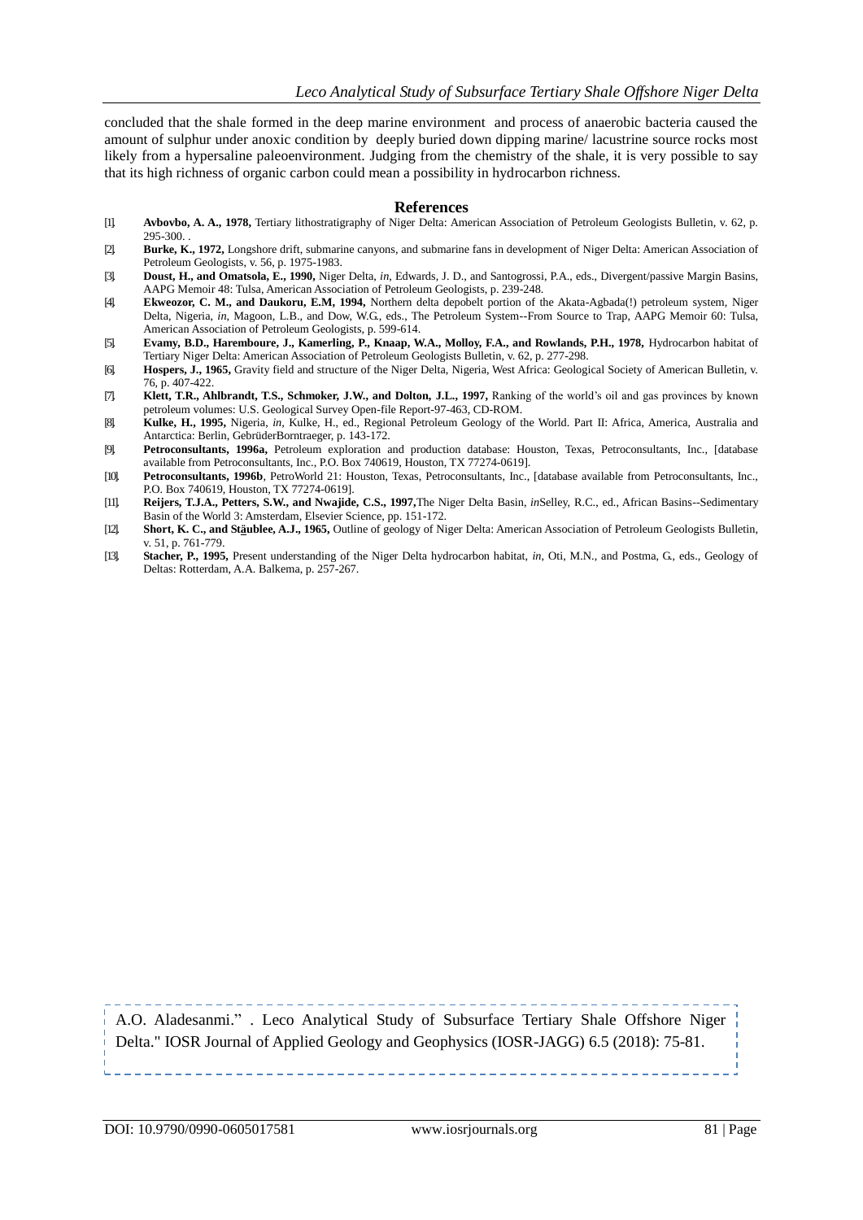concluded that the shale formed in the deep marine environment and process of anaerobic bacteria caused the amount of sulphur under anoxic condition by deeply buried down dipping marine/ lacustrine source rocks most likely from a hypersaline paleoenvironment. Judging from the chemistry of the shale, it is very possible to say that its high richness of organic carbon could mean a possibility in hydrocarbon richness.

## References

[1]. **Avbovbo, A. A., 1978,** Tertiary lithostratigraphy of Niger Delta: American Association of Petroleum Geologists Bulletin, v. 62, p. 295-300. .

[2]. **Burke, K., 1972,** Longshore drift, submarine canyons, and submarine fans in development of Niger Delta: American Association of Petroleum Geologists, v. 56, p. 1975-1983.

[3]. **Doust, H., and Omatsola, E., 1990,** Niger Delta, *in*, Edwards, J. D., and Santogrossi, P.A., eds., Divergent/passive Margin Basins, AAPG Memoir 48: Tulsa, American Association of Petroleum Geologists, p. 239-248.

[4]. **Ekweozor, C. M., and Daukoru, E.M, 1994,** Northern delta depobelt portion of the Akata-Agbada(!) petroleum system, Niger Delta, Nigeria, *in*, Magoon, L.B., and Dow, W.G., eds., The Petroleum System--From Source to Trap, AAPG Memoir 60: Tulsa, American Association of Petroleum Geologists, p. 599-614.

[5]. **Evamy, B.D., Haremboure, J., Kamerling, P., Knaap, W.A., Molloy, F.A., and Rowlands, P.H., 1978,** Hydrocarbon habitat of Tertiary Niger Delta: American Association of Petroleum Geologists Bulletin, v. 62, p. 277-298.

[6]. **Hospers, J., 1965,** Gravity field and structure of the Niger Delta, Nigeria, West Africa: Geological Society of American Bulletin, v. 76, p. 407-422.

[7]. **Klett, T.R., Ahlbrandt, T.S., Schmoker, J.W., and Dolton, J.L., 1997,** Ranking of the world's oil and gas provinces by known petroleum volumes: U.S. Geological Survey Open-file Report-97-463, CD-ROM.

[8]. **Kulke, H., 1995,** Nigeria, *in*, Kulke, H., ed., Regional Petroleum Geology of the World. Part II: Africa, America, Australia and Antarctica: Berlin, GebrüderBorntraeger, p. 143-172.

[9]. **Petroconsultants, 1996a,** Petroleum exploration and production database: Houston, Texas, Petroconsultants, Inc., [database available from Petroconsultants, Inc., P.O. Box 740619, Houston, TX 77274-0619].

[10]. **Petroconsultants, 1996b**, PetroWorld 21: Houston, Texas, Petroconsultants, Inc., [database available from Petroconsultants, Inc., P.O. Box 740619, Houston, TX 77274-0619].

[11]. **Reijers, T.J.A., Petters, S.W., and Nwajide, C.S., 1997,**The Niger Delta Basin, *in*Selley, R.C., ed., African Basins--Sedimentary Basin of the World 3: Amsterdam, Elsevier Science, pp. 151-172.

[12]. **Short, K. C., and Stāublee, A.J., 1965,** Outline of geology of Niger Delta: American Association of Petroleum Geologists Bulletin, v. 51, p. 761-779.

[13]. **Stacher, P., 1995,** Present understanding of the Niger Delta hydrocarbon habitat, *in*, Oti, M.N., and Postma, G., eds., Geology of Deltas: Rotterdam, A.A. Balkema, p. 257-267.

A.O. Aladesanmi." . Leco Analytical Study of Subsurface Tertiary Shale Offshore Niger Delta." IOSR Journal of Applied Geology and Geophysics (IOSR-JAGG) 6.5 (2018): 75-81.